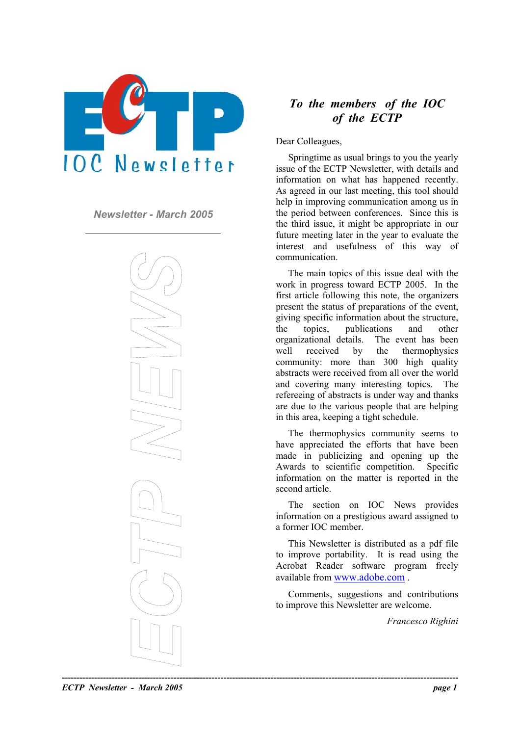# ECTP IOC Newsletter

*Newsletter - March 2005*

ECTP NEWS

## *To the members of the IOC of the ECTP*

Dear Colleagues,

Springtime as usual brings to you the yearly issue of the ECTP Newsletter, with details and information on what has happened recently. As agreed in our last meeting, this tool should help in improving communication among us in the period between conferences. Since this is the third issue, it might be appropriate in our future meeting later in the year to evaluate the interest and usefulness of this way of communication.

The main topics of this issue deal with the work in progress toward ECTP 2005. In the first article following this note, the organizers present the status of preparations of the event, giving specific information about the structure, the topics, publications and other organizational details. The event has been well received by the thermophysics community: more than 300 high quality abstracts were received from all over the world and covering many interesting topics. The refereeing of abstracts is under way and thanks are due to the various people that are helping in this area, keeping a tight schedule.

The thermophysics community seems to have appreciated the efforts that have been made in publicizing and opening up the Awards to scientific competition. Specific information on the matter is reported in the second article.

The section on IOC News provides information on a prestigious award assigned to a former IOC member.

This Newsletter is distributed as a pdf file to improve portability. It is read using the Acrobat Reader software program freely available from www.adobe.com .

Comments, suggestions and contributions to improve this Newsletter are welcome.

*Francesco Righini*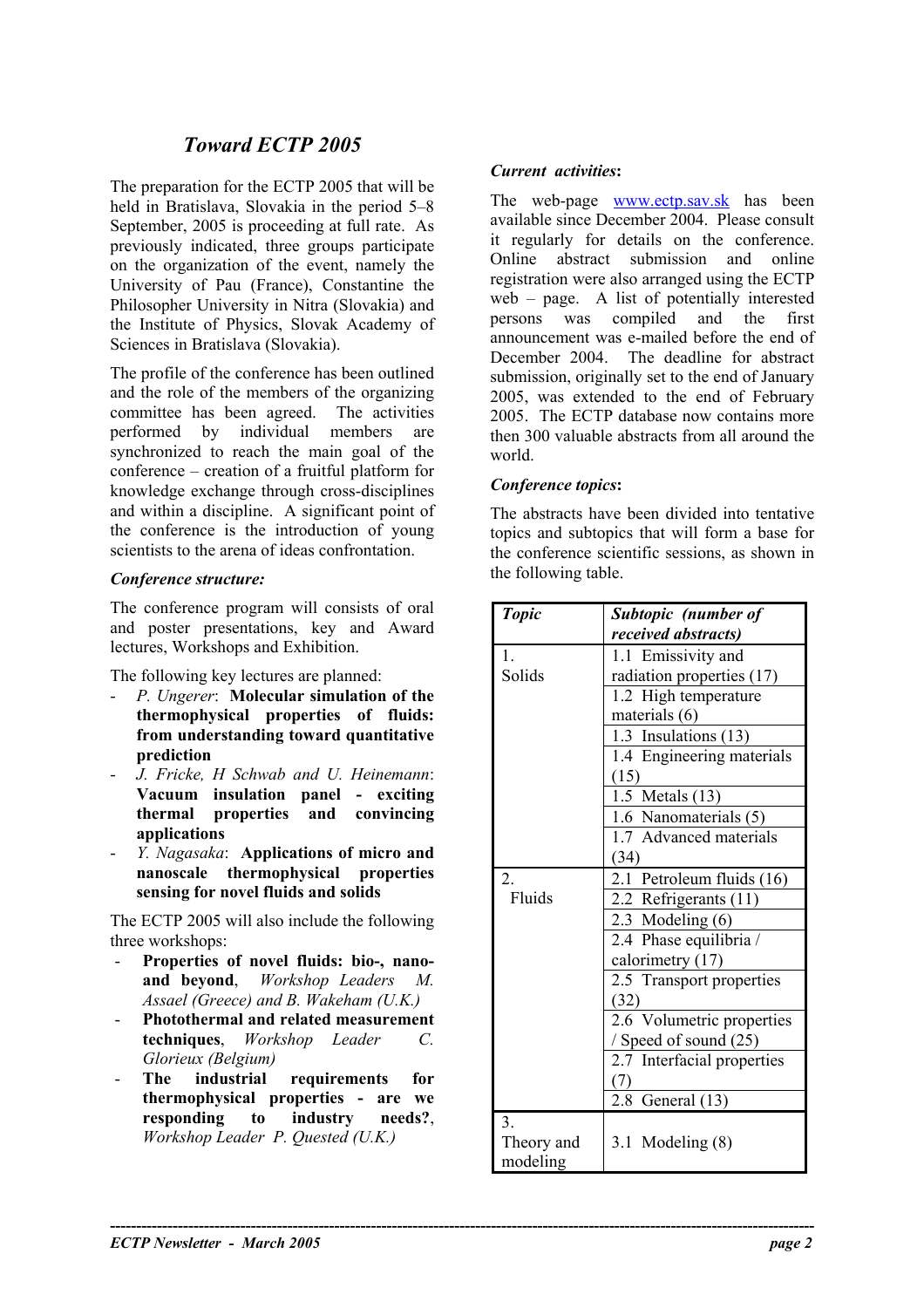# *Toward ECTP 2005*

The preparation for the ECTP 2005 that will be held in Bratislava, Slovakia in the period 5–8 September, 2005 is proceeding at full rate. As previously indicated, three groups participate on the organization of the event, namely the University of Pau (France), Constantine the Philosopher University in Nitra (Slovakia) and the Institute of Physics, Slovak Academy of Sciences in Bratislava (Slovakia).

The profile of the conference has been outlined and the role of the members of the organizing committee has been agreed. The activities performed by individual members are synchronized to reach the main goal of the conference – creation of a fruitful platform for knowledge exchange through cross-disciplines and within a discipline. A significant point of the conference is the introduction of young scientists to the arena of ideas confrontation.

### *Conference structure:*

The conference program will consists of oral and poster presentations, key and Award lectures, Workshops and Exhibition.

The following key lectures are planned:

- *P. Ungerer*: **Molecular simulation of the thermophysical properties of fluids: from understanding toward quantitative prediction**
- *J. Fricke, H Schwab and U. Heinemann*: **Vacuum insulation panel - exciting thermal properties and convincing applications**
- *Y. Nagasaka*: **Applications of micro and nanoscale thermophysical properties sensing for novel fluids and solids**

The ECTP 2005 will also include the following three workshops:

- **Properties of novel fluids: bio-, nano- and beyond**, *Workshop Leaders M. Assael (Greece) and B. Wakeham (U.K.)*
- **Photothermal and related measurement techniques**, *Workshop Leader C. Glorieux (Belgium)*
- **The industrial requirements for thermophysical properties - are we responding to industry needs?**, *Workshop Leader P. Quested (U.K.)*

### *Current activities:*

The web-page [www.ectp.sav.sk](http://www.ectp.sav.sk) has been available since December 2004. Please consult it regularly for details on the conference. Online abstract submission and online registration were also arranged using the ECTP web – page. A list of potentially interested persons was compiled and the first announcement was e-mailed before the end of December 2004. The deadline for abstract submission, originally set to the end of January 2005, was extended to the end of February 2005. The ECTP database now contains more then 300 valuable abstracts from all around the world.

### *Conference topics:*

The abstracts have been divided into tentative topics and subtopics that will form a base for the conference scientific sessions, as shown in the following table.

| *Topic* | *Subtopic (number of received abstracts)* |
|---|---|
| 1. Solids | 1.1 Emissivity and radiation properties (17) |
| | 1.2 High temperature materials (6) |
| | 1.3 Insulations (13) |
| | 1.4 Engineering materials (15) |
| | 1.5 Metals (13) |
| | 1.6 Nanomaterials (5) |
| | 1.7 Advanced materials (34) |
| 2. Fluids | 2.1 Petroleum fluids (16) |
| | 2.2 Refrigerants (11) |
| | 2.3 Modeling (6) |
| | 2.4 Phase equilibria / calorimetry (17) |
| | 2.5 Transport properties (32) |
| | 2.6 Volumetric properties / Speed of sound (25) |
| | 2.7 Interfacial properties (7) |
| | 2.8 General (13) |
| 3. Theory and modeling | 3.1 Modeling (8) |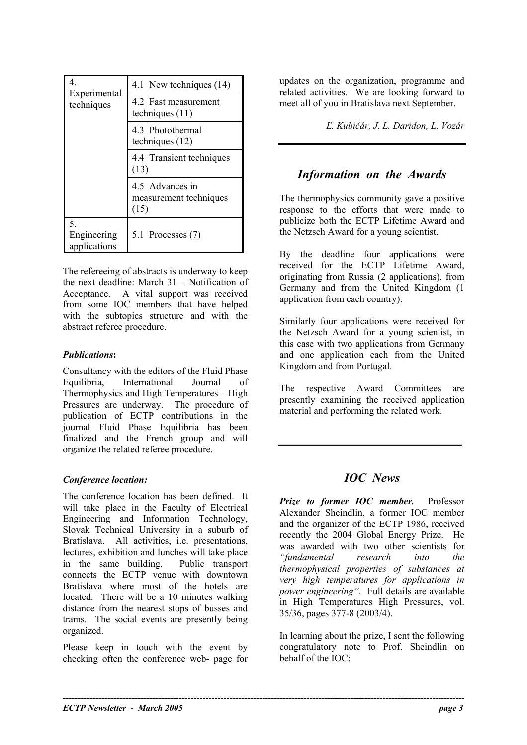| | |
|---|---|
| 4. Experimental techniques | 4.1 New techniques (14) |
| | 4.2 Fast measurement techniques (11) |
| | 4.3 Photothermal techniques (12) |
| | 4.4 Transient techniques (13) |
| | 4.5 Advances in measurement techniques (15) |
| 5. Engineering applications | 5.1 Processes (7) |

The refereeing of abstracts is underway to keep the next deadline: March 31 – Notification of Acceptance. A vital support was received from some IOC members that have helped with the subtopics structure and with the abstract referee procedure.

***Publications*:**

Consultancy with the editors of the Fluid Phase Equilibria, International Journal of Thermophysics and High Temperatures – High Pressures are underway. The procedure of publication of ECTP contributions in the journal Fluid Phase Equilibria has been finalized and the French group and will organize the related referee procedure.

***Conference location:***

The conference location has been defined. It will take place in the Faculty of Electrical Engineering and Information Technology, Slovak Technical University in a suburb of Bratislava. All activities, i.e. presentations, lectures, exhibition and lunches will take place in the same building. Public transport connects the ECTP venue with downtown Bratislava where most of the hotels are located. There will be a 10 minutes walking distance from the nearest stops of busses and trams. The social events are presently being organized.

Please keep in touch with the event by checking often the conference web- page for updates on the organization, programme and related activities. We are looking forward to meet all of you in Bratislava next September.

*Ľ. Kubičár, J. L. Daridon, L. Vozár*

## *Information on the Awards*

The thermophysics community gave a positive response to the efforts that were made to publicize both the ECTP Lifetime Award and the Netzsch Award for a young scientist.

By the deadline four applications were received for the ECTP Lifetime Award, originating from Russia (2 applications), from Germany and from the United Kingdom (1 application from each country).

Similarly four applications were received for the Netzsch Award for a young scientist, in this case with two applications from Germany and one application each from the United Kingdom and from Portugal.

The respective Award Committees are presently examining the received application material and performing the related work.

## *IOC News*

***Prize to former IOC member.*** Professor Alexander Sheindlin, a former IOC member and the organizer of the ECTP 1986, received recently the 2004 Global Energy Prize. He was awarded with two other scientists for *"fundamental research into the thermophysical properties of substances at very high temperatures for applications in power engineering"*. Full details are available in High Temperatures High Pressures, vol. 35/36, pages 377-8 (2003/4).

In learning about the prize, I sent the following congratulatory note to Prof. Sheindlin on behalf of the IOC: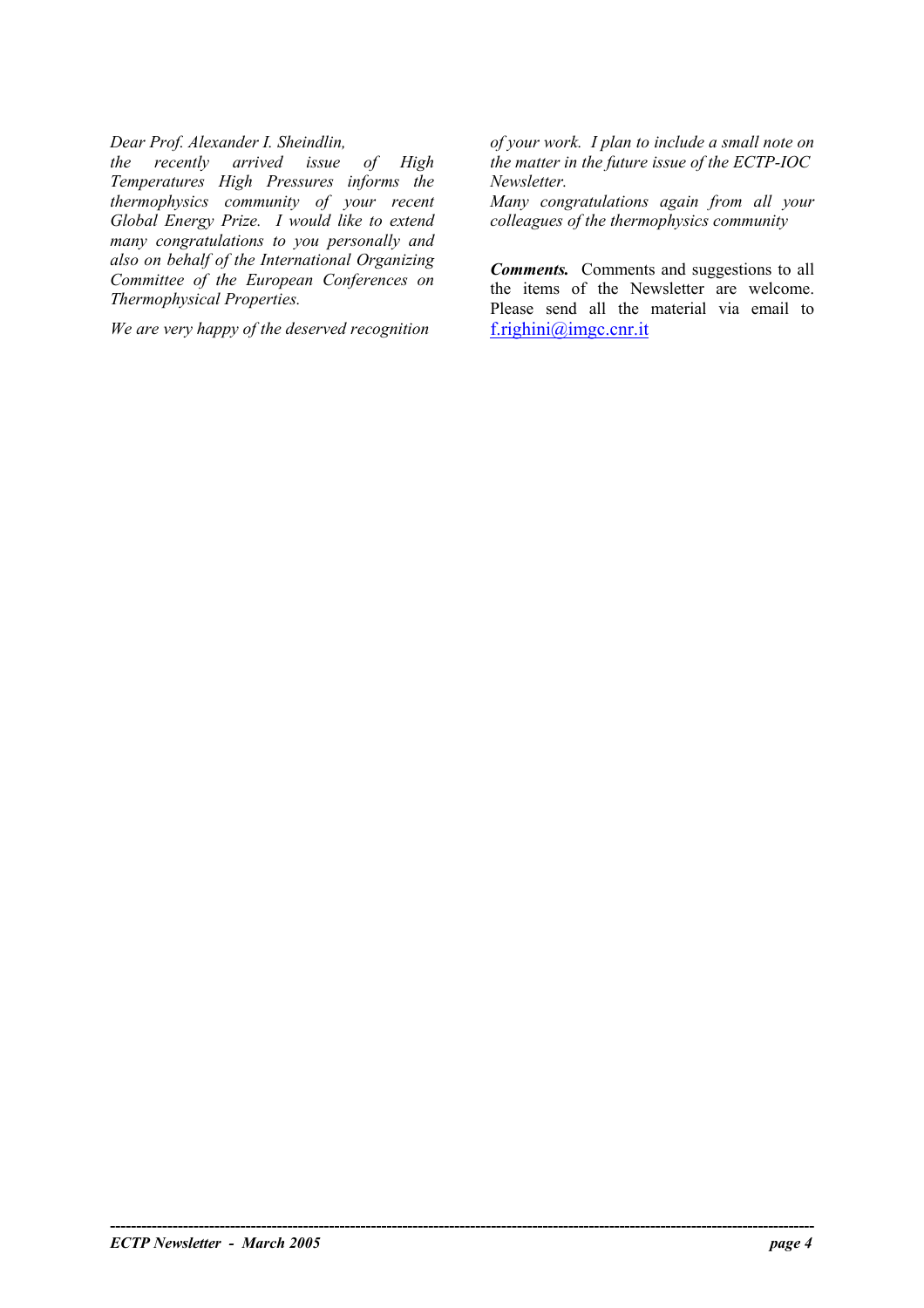*Dear Prof. Alexander I. Sheindlin,*
*the recently arrived issue of High Temperatures High Pressures informs the thermophysics community of your recent Global Energy Prize. I would like to extend many congratulations to you personally and also on behalf of the International Organizing Committee of the European Conferences on Thermophysical Properties.*

*We are very happy of the deserved recognition of your work. I plan to include a small note on the matter in the future issue of the ECTP-IOC Newsletter.*

*Many congratulations again from all your colleagues of the thermophysics community*

***Comments.*** Comments and suggestions to all the items of the Newsletter are welcome. Please send all the material via email to f.righini@imgc.cnr.it